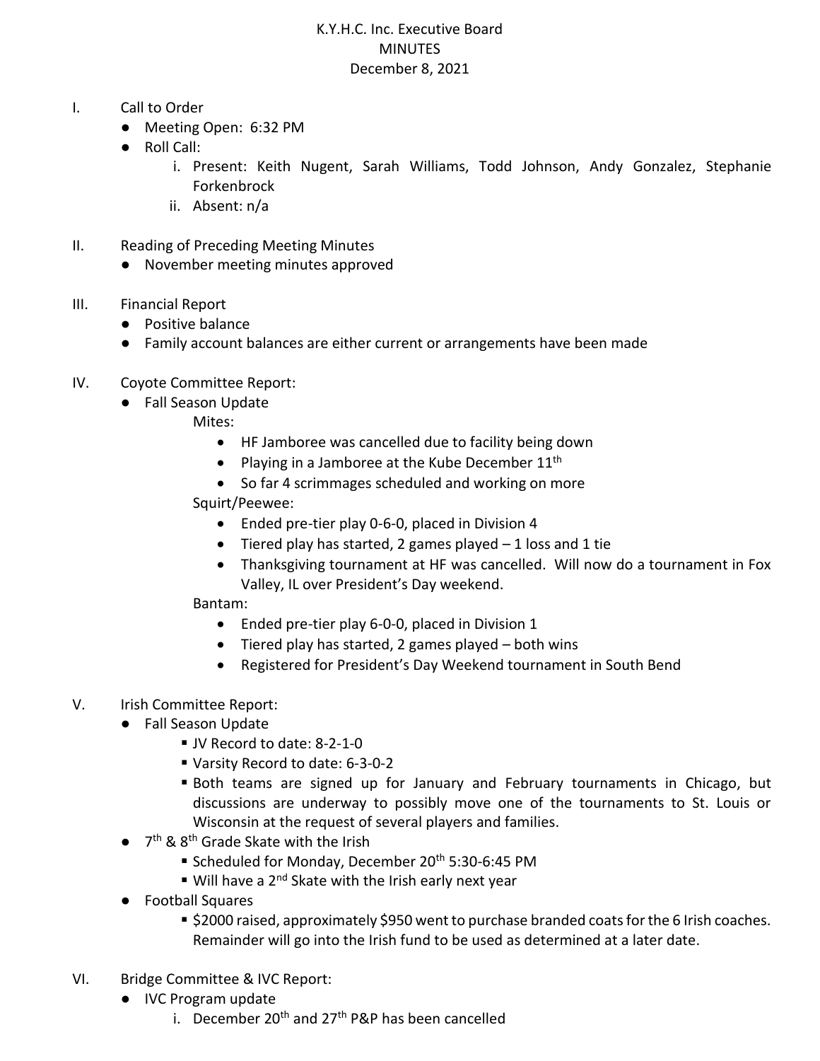# K.Y.H.C. Inc. Executive Board
## MINUTES
### December 8, 2021

I. Call to Order
- Meeting Open: 6:32 PM
- Roll Call:
  - i. Present: Keith Nugent, Sarah Williams, Todd Johnson, Andy Gonzalez, Stephanie Forkenbrock
  - ii. Absent: n/a

II. Reading of Preceding Meeting Minutes
- November meeting minutes approved

III. Financial Report
- Positive balance
- Family account balances are either current or arrangements have been made

IV. Coyote Committee Report:
- Fall Season Update

  Mites:
  - HF Jamboree was cancelled due to facility being down
  - Playing in a Jamboree at the Kube December 11th
  - So far 4 scrimmages scheduled and working on more

  Squirt/Peewee:
  - Ended pre-tier play 0-6-0, placed in Division 4
  - Tiered play has started, 2 games played – 1 loss and 1 tie
  - Thanksgiving tournament at HF was cancelled. Will now do a tournament in Fox Valley, IL over President's Day weekend.

  Bantam:
  - Ended pre-tier play 6-0-0, placed in Division 1
  - Tiered play has started, 2 games played – both wins
  - Registered for President's Day Weekend tournament in South Bend

V. Irish Committee Report:
- Fall Season Update
  - JV Record to date: 8-2-1-0
  - Varsity Record to date: 6-3-0-2
  - Both teams are signed up for January and February tournaments in Chicago, but discussions are underway to possibly move one of the tournaments to St. Louis or Wisconsin at the request of several players and families.
- 7th & 8th Grade Skate with the Irish
  - Scheduled for Monday, December 20th 5:30-6:45 PM
  - Will have a 2nd Skate with the Irish early next year
- Football Squares
  - $2000 raised, approximately $950 went to purchase branded coats for the 6 Irish coaches. Remainder will go into the Irish fund to be used as determined at a later date.

VI. Bridge Committee & IVC Report:
- IVC Program update
  - i. December 20th and 27th P&P has been cancelled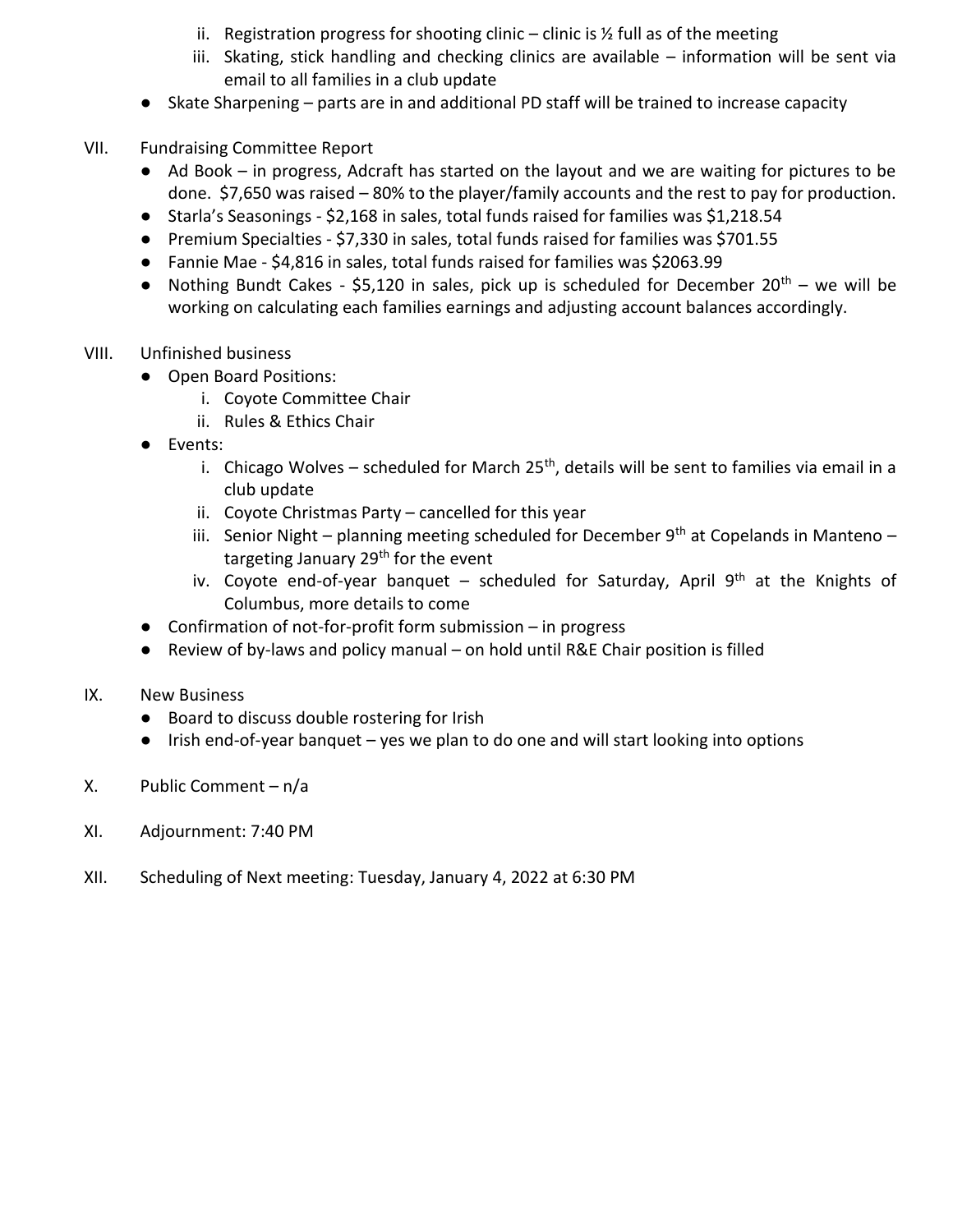ii. Registration progress for shooting clinic – clinic is ½ full as of the meeting
   iii. Skating, stick handling and checking clinics are available – information will be sent via email to all families in a club update
- Skate Sharpening – parts are in and additional PD staff will be trained to increase capacity

VII. Fundraising Committee Report
- Ad Book – in progress, Adcraft has started on the layout and we are waiting for pictures to be done. $7,650 was raised – 80% to the player/family accounts and the rest to pay for production.
- Starla's Seasonings - $2,168 in sales, total funds raised for families was $1,218.54
- Premium Specialties - $7,330 in sales, total funds raised for families was $701.55
- Fannie Mae - $4,816 in sales, total funds raised for families was $2063.99
- Nothing Bundt Cakes - $5,120 in sales, pick up is scheduled for December 20th – we will be working on calculating each families earnings and adjusting account balances accordingly.

VIII. Unfinished business
- Open Board Positions:
   i. Coyote Committee Chair
   ii. Rules & Ethics Chair
- Events:
   i. Chicago Wolves – scheduled for March 25th, details will be sent to families via email in a club update
   ii. Coyote Christmas Party – cancelled for this year
   iii. Senior Night – planning meeting scheduled for December 9th at Copelands in Manteno – targeting January 29th for the event
   iv. Coyote end-of-year banquet – scheduled for Saturday, April 9th at the Knights of Columbus, more details to come
- Confirmation of not-for-profit form submission – in progress
- Review of by-laws and policy manual – on hold until R&E Chair position is filled

IX. New Business
- Board to discuss double rostering for Irish
- Irish end-of-year banquet – yes we plan to do one and will start looking into options

X. Public Comment – n/a

XI. Adjournment: 7:40 PM

XII. Scheduling of Next meeting: Tuesday, January 4, 2022 at 6:30 PM